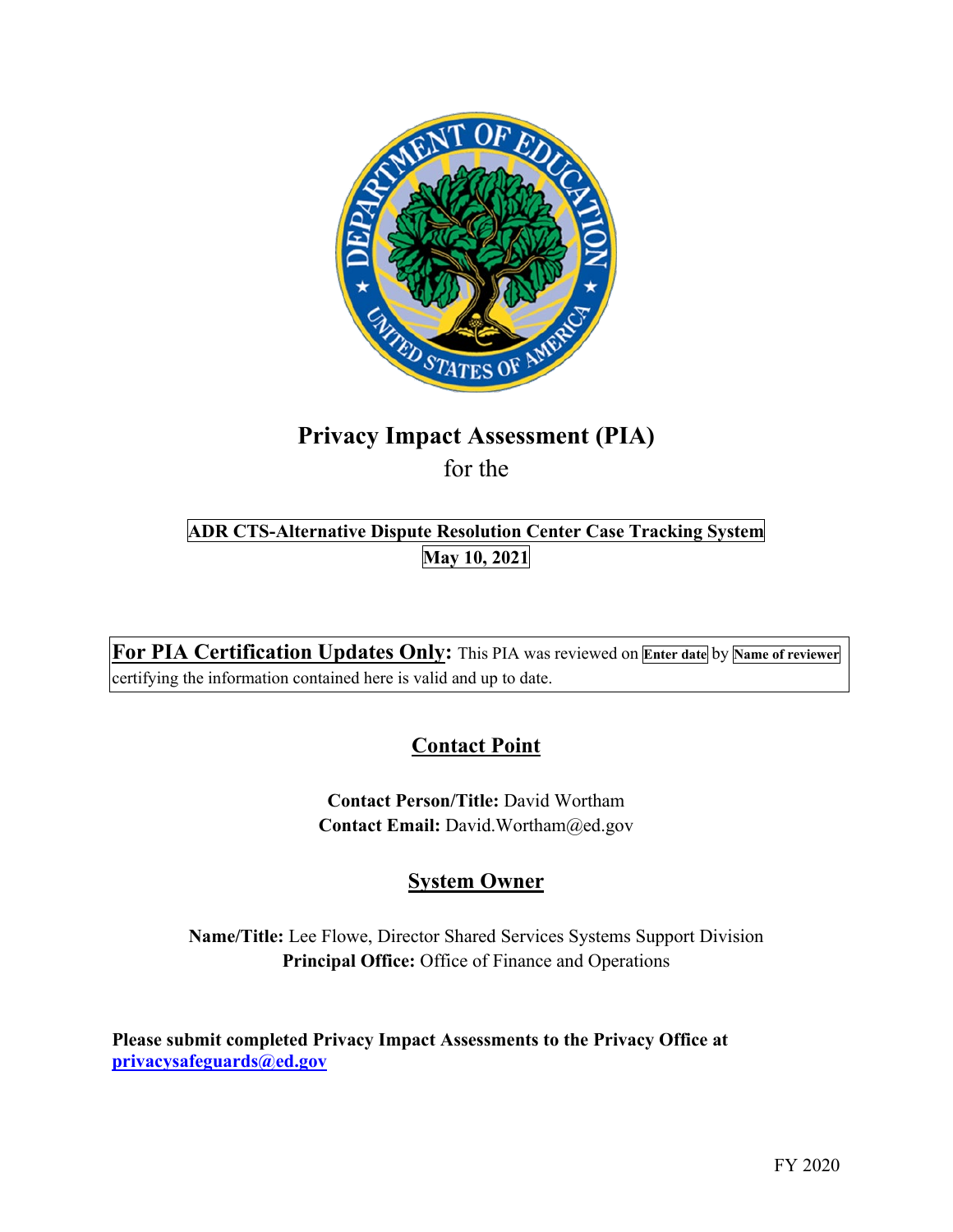# Privacy Impact Assessment (PIA)

for the

**ADR CTS-Alternative Dispute Resolution Center Case Tracking System**

**May 10, 2021**

**For PIA Certification Updates Only:** This PIA was reviewed on **Enter date** by **Name of reviewer** certifying the information contained here is valid and up to date.

## Contact Point

**Contact Person/Title:** David Wortham
**Contact Email:** David.Wortham@ed.gov

## System Owner

**Name/Title:** Lee Flowe, Director Shared Services Systems Support Division
**Principal Office:** Office of Finance and Operations

**Please submit completed Privacy Impact Assessments to the Privacy Office at privacysafeguards@ed.gov**

FY 2020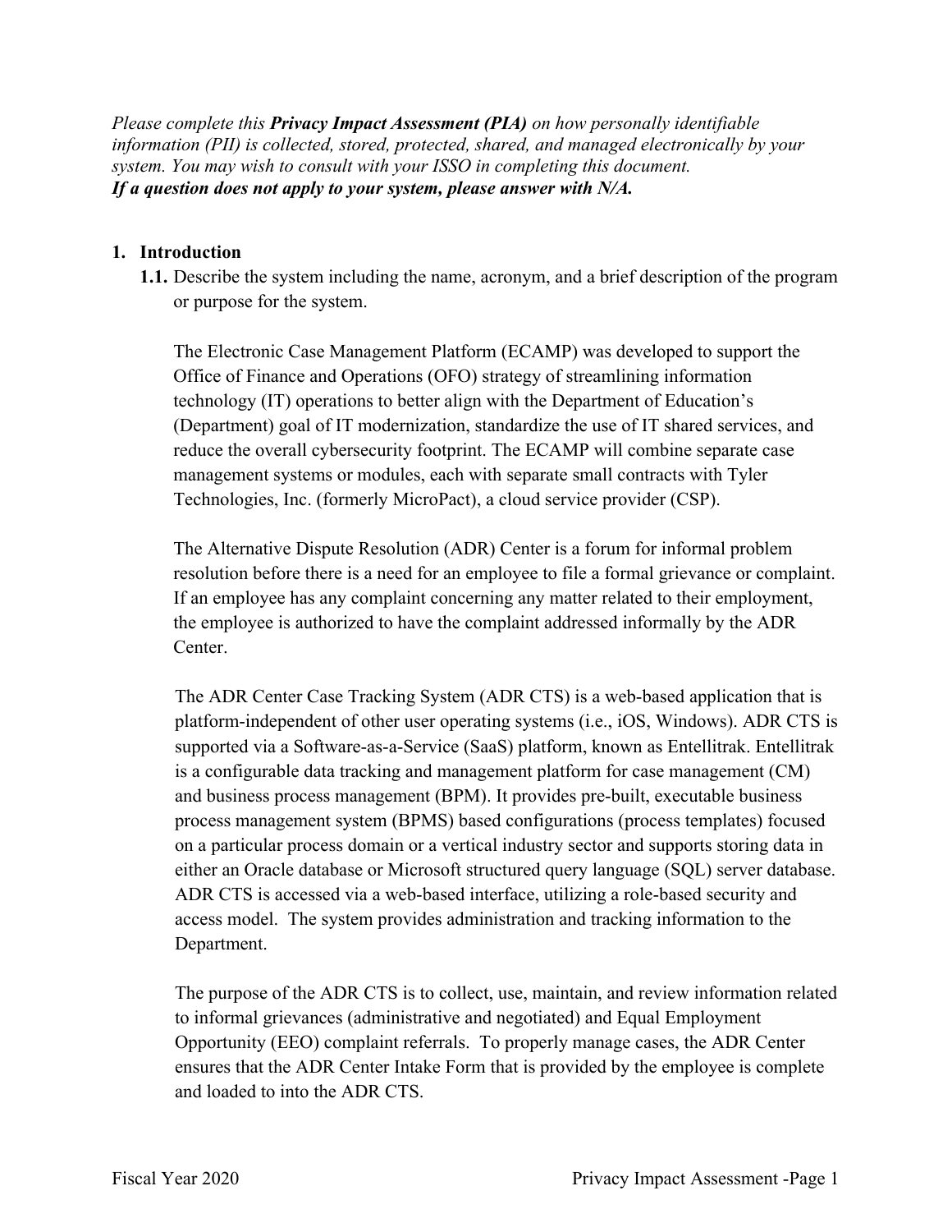*Please complete this **Privacy Impact Assessment (PIA)** on how personally identifiable information (PII) is collected, stored, protected, shared, and managed electronically by your system. You may wish to consult with your ISSO in completing this document.*
***If a question does not apply to your system, please answer with N/A.***

1. **Introduction**
   **1.1.** Describe the system including the name, acronym, and a brief description of the program or purpose for the system.

   The Electronic Case Management Platform (ECAMP) was developed to support the Office of Finance and Operations (OFO) strategy of streamlining information technology (IT) operations to better align with the Department of Education's (Department) goal of IT modernization, standardize the use of IT shared services, and reduce the overall cybersecurity footprint. The ECAMP will combine separate case management systems or modules, each with separate small contracts with Tyler Technologies, Inc. (formerly MicroPact), a cloud service provider (CSP).

   The Alternative Dispute Resolution (ADR) Center is a forum for informal problem resolution before there is a need for an employee to file a formal grievance or complaint. If an employee has any complaint concerning any matter related to their employment, the employee is authorized to have the complaint addressed informally by the ADR Center.

   The ADR Center Case Tracking System (ADR CTS) is a web-based application that is platform-independent of other user operating systems (i.e., iOS, Windows). ADR CTS is supported via a Software-as-a-Service (SaaS) platform, known as Entellitrak. Entellitrak is a configurable data tracking and management platform for case management (CM) and business process management (BPM). It provides pre-built, executable business process management system (BPMS) based configurations (process templates) focused on a particular process domain or a vertical industry sector and supports storing data in either an Oracle database or Microsoft structured query language (SQL) server database. ADR CTS is accessed via a web-based interface, utilizing a role-based security and access model. The system provides administration and tracking information to the Department.

   The purpose of the ADR CTS is to collect, use, maintain, and review information related to informal grievances (administrative and negotiated) and Equal Employment Opportunity (EEO) complaint referrals. To properly manage cases, the ADR Center ensures that the ADR Center Intake Form that is provided by the employee is complete and loaded to into the ADR CTS.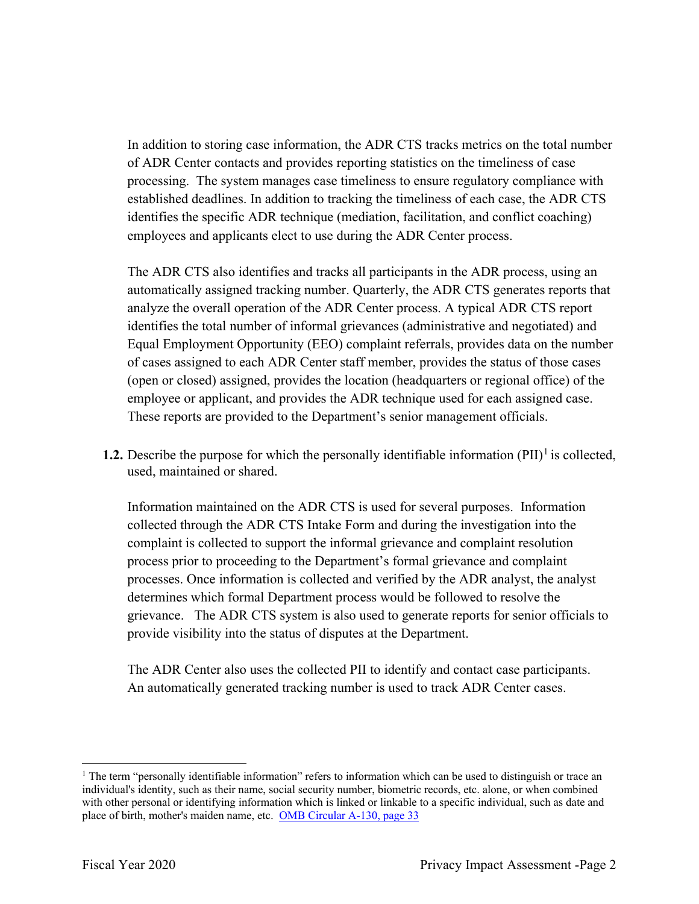In addition to storing case information, the ADR CTS tracks metrics on the total number of ADR Center contacts and provides reporting statistics on the timeliness of case processing. The system manages case timeliness to ensure regulatory compliance with established deadlines. In addition to tracking the timeliness of each case, the ADR CTS identifies the specific ADR technique (mediation, facilitation, and conflict coaching) employees and applicants elect to use during the ADR Center process.

The ADR CTS also identifies and tracks all participants in the ADR process, using an automatically assigned tracking number. Quarterly, the ADR CTS generates reports that analyze the overall operation of the ADR Center process. A typical ADR CTS report identifies the total number of informal grievances (administrative and negotiated) and Equal Employment Opportunity (EEO) complaint referrals, provides data on the number of cases assigned to each ADR Center staff member, provides the status of those cases (open or closed) assigned, provides the location (headquarters or regional office) of the employee or applicant, and provides the ADR technique used for each assigned case. These reports are provided to the Department's senior management officials.

**1.2.** Describe the purpose for which the personally identifiable information (PII)[1] is collected, used, maintained or shared.

Information maintained on the ADR CTS is used for several purposes. Information collected through the ADR CTS Intake Form and during the investigation into the complaint is collected to support the informal grievance and complaint resolution process prior to proceeding to the Department's formal grievance and complaint processes. Once information is collected and verified by the ADR analyst, the analyst determines which formal Department process would be followed to resolve the grievance. The ADR CTS system is also used to generate reports for senior officials to provide visibility into the status of disputes at the Department.

The ADR Center also uses the collected PII to identify and contact case participants. An automatically generated tracking number is used to track ADR Center cases.

---

[1] The term "personally identifiable information" refers to information which can be used to distinguish or trace an individual's identity, such as their name, social security number, biometric records, etc. alone, or when combined with other personal or identifying information which is linked or linkable to a specific individual, such as date and place of birth, mother's maiden name, etc. [OMB Circular A-130, page 33]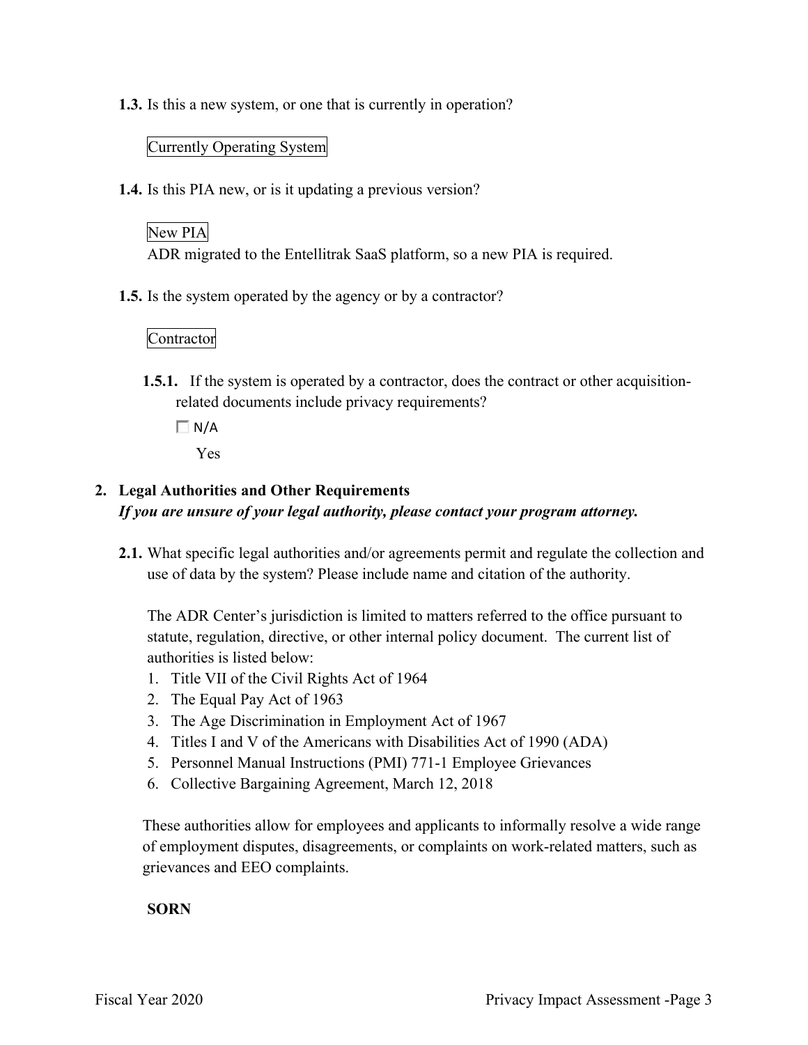**1.3.** Is this a new system, or one that is currently in operation?

Currently Operating System

**1.4.** Is this PIA new, or is it updating a previous version?

New PIA

ADR migrated to the Entellitrak SaaS platform, so a new PIA is required.

**1.5.** Is the system operated by the agency or by a contractor?

Contractor

**1.5.1.** If the system is operated by a contractor, does the contract or other acquisition-related documents include privacy requirements?

☐ N/A

Yes

## 2. Legal Authorities and Other Requirements

***If you are unsure of your legal authority, please contact your program attorney.***

**2.1.** What specific legal authorities and/or agreements permit and regulate the collection and use of data by the system? Please include name and citation of the authority.

The ADR Center's jurisdiction is limited to matters referred to the office pursuant to statute, regulation, directive, or other internal policy document. The current list of authorities is listed below:

1. Title VII of the Civil Rights Act of 1964
2. The Equal Pay Act of 1963
3. The Age Discrimination in Employment Act of 1967
4. Titles I and V of the Americans with Disabilities Act of 1990 (ADA)
5. Personnel Manual Instructions (PMI) 771-1 Employee Grievances
6. Collective Bargaining Agreement, March 12, 2018

These authorities allow for employees and applicants to informally resolve a wide range of employment disputes, disagreements, or complaints on work-related matters, such as grievances and EEO complaints.

**SORN**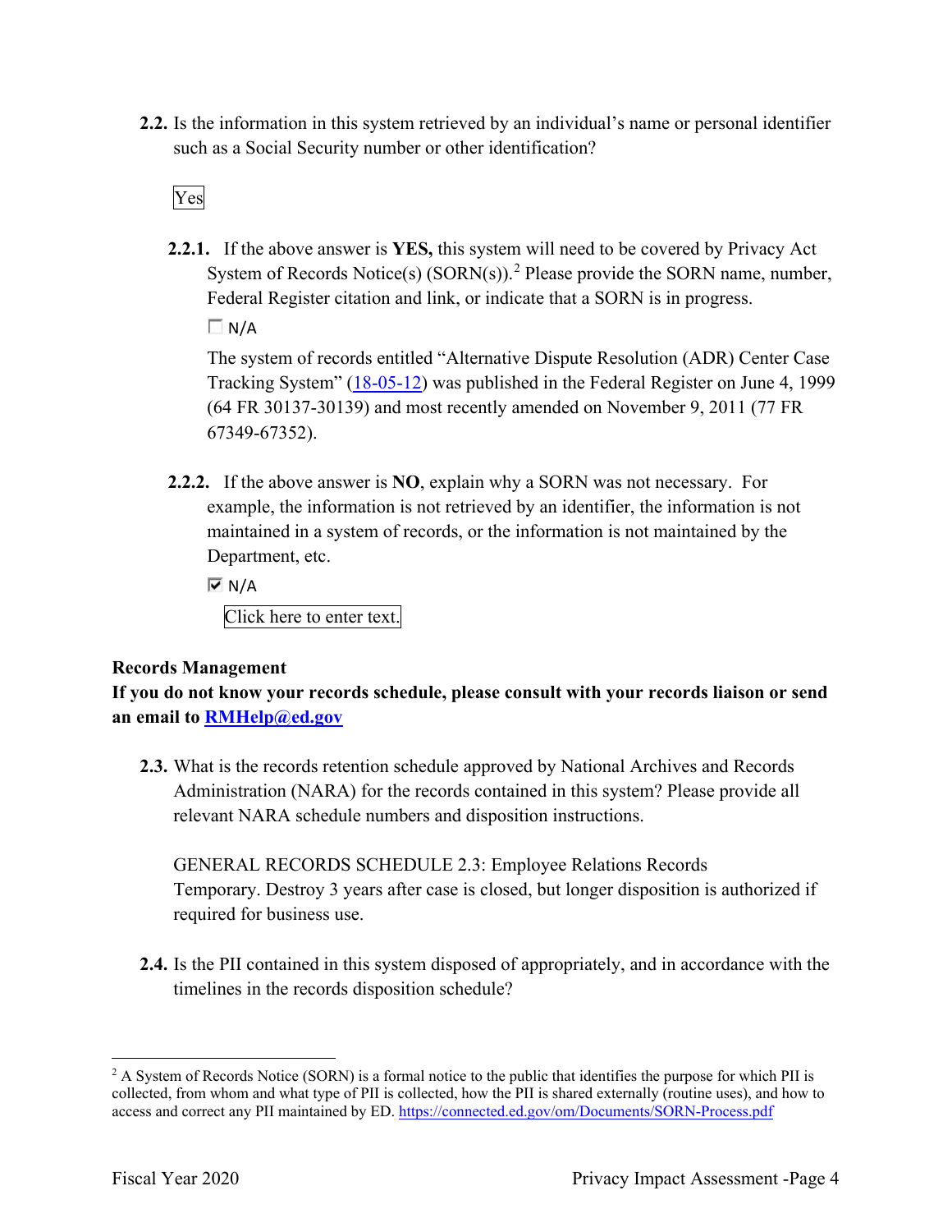**2.2.** Is the information in this system retrieved by an individual's name or personal identifier such as a Social Security number or other identification?

Yes

**2.2.1.** If the above answer is **YES,** this system will need to be covered by Privacy Act System of Records Notice(s) (SORN(s)).[2] Please provide the SORN name, number, Federal Register citation and link, or indicate that a SORN is in progress.

☐ N/A

The system of records entitled "Alternative Dispute Resolution (ADR) Center Case Tracking System" ([18-05-12]()) was published in the Federal Register on June 4, 1999 (64 FR 30137-30139) and most recently amended on November 9, 2011 (77 FR 67349-67352).

**2.2.2.** If the above answer is **NO**, explain why a SORN was not necessary. For example, the information is not retrieved by an identifier, the information is not maintained in a system of records, or the information is not maintained by the Department, etc.

☑ N/A

Click here to enter text.

**Records Management**

**If you do not know your records schedule, please consult with your records liaison or send an email to [RMHelp@ed.gov](mailto:RMHelp@ed.gov)**

**2.3.** What is the records retention schedule approved by National Archives and Records Administration (NARA) for the records contained in this system? Please provide all relevant NARA schedule numbers and disposition instructions.

GENERAL RECORDS SCHEDULE 2.3: Employee Relations Records
Temporary. Destroy 3 years after case is closed, but longer disposition is authorized if required for business use.

**2.4.** Is the PII contained in this system disposed of appropriately, and in accordance with the timelines in the records disposition schedule?

---

[2] A System of Records Notice (SORN) is a formal notice to the public that identifies the purpose for which PII is collected, from whom and what type of PII is collected, how the PII is shared externally (routine uses), and how to access and correct any PII maintained by ED. https://connected.ed.gov/om/Documents/SORN-Process.pdf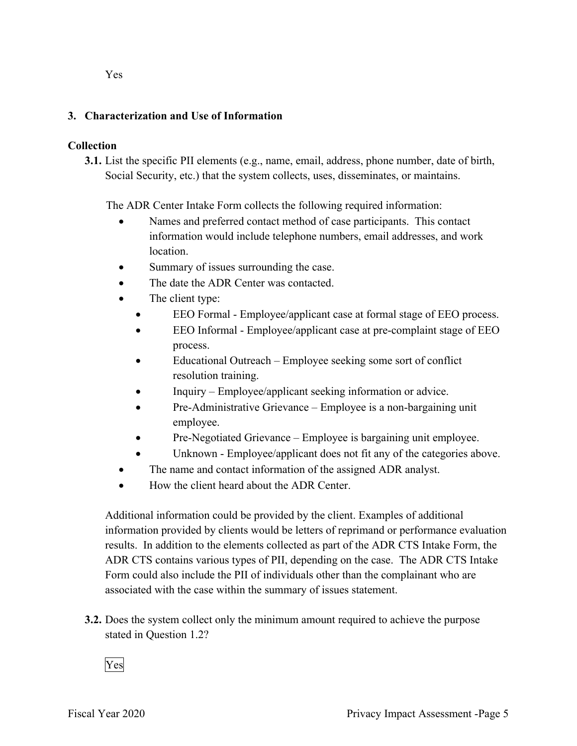Yes

## 3. Characterization and Use of Information

### Collection

**3.1.** List the specific PII elements (e.g., name, email, address, phone number, date of birth, Social Security, etc.) that the system collects, uses, disseminates, or maintains.

The ADR Center Intake Form collects the following required information:

- Names and preferred contact method of case participants. This contact information would include telephone numbers, email addresses, and work location.
- Summary of issues surrounding the case.
- The date the ADR Center was contacted.
- The client type:
  - EEO Formal - Employee/applicant case at formal stage of EEO process.
  - EEO Informal - Employee/applicant case at pre-complaint stage of EEO process.
  - Educational Outreach – Employee seeking some sort of conflict resolution training.
  - Inquiry – Employee/applicant seeking information or advice.
  - Pre-Administrative Grievance – Employee is a non-bargaining unit employee.
  - Pre-Negotiated Grievance – Employee is bargaining unit employee.
  - Unknown - Employee/applicant does not fit any of the categories above.
- The name and contact information of the assigned ADR analyst.
- How the client heard about the ADR Center.

Additional information could be provided by the client. Examples of additional information provided by clients would be letters of reprimand or performance evaluation results. In addition to the elements collected as part of the ADR CTS Intake Form, the ADR CTS contains various types of PII, depending on the case. The ADR CTS Intake Form could also include the PII of individuals other than the complainant who are associated with the case within the summary of issues statement.

**3.2.** Does the system collect only the minimum amount required to achieve the purpose stated in Question 1.2?

Yes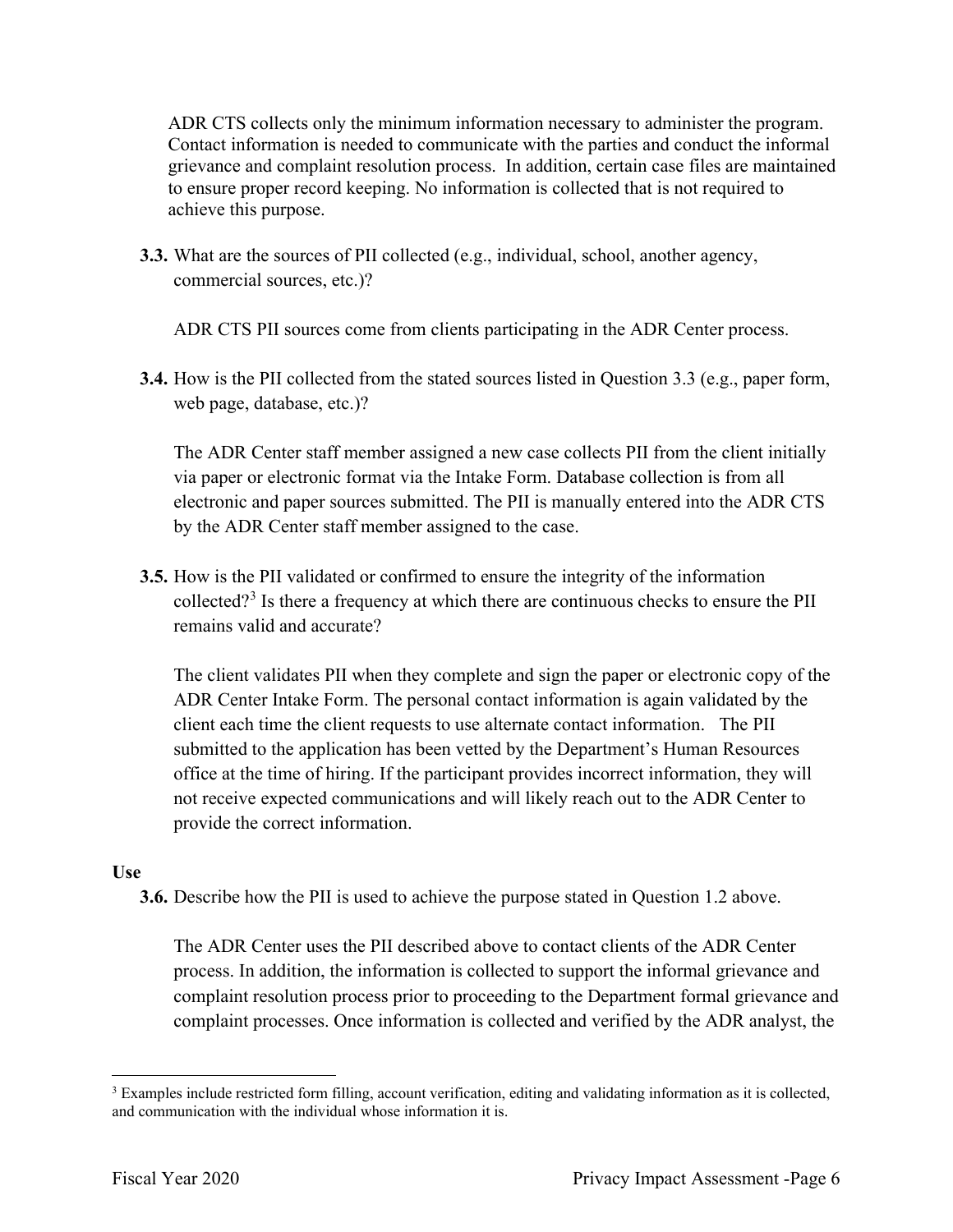ADR CTS collects only the minimum information necessary to administer the program. Contact information is needed to communicate with the parties and conduct the informal grievance and complaint resolution process. In addition, certain case files are maintained to ensure proper record keeping. No information is collected that is not required to achieve this purpose.

**3.3.** What are the sources of PII collected (e.g., individual, school, another agency, commercial sources, etc.)?

ADR CTS PII sources come from clients participating in the ADR Center process.

**3.4.** How is the PII collected from the stated sources listed in Question 3.3 (e.g., paper form, web page, database, etc.)?

The ADR Center staff member assigned a new case collects PII from the client initially via paper or electronic format via the Intake Form. Database collection is from all electronic and paper sources submitted. The PII is manually entered into the ADR CTS by the ADR Center staff member assigned to the case.

**3.5.** How is the PII validated or confirmed to ensure the integrity of the information collected?[3] Is there a frequency at which there are continuous checks to ensure the PII remains valid and accurate?

The client validates PII when they complete and sign the paper or electronic copy of the ADR Center Intake Form. The personal contact information is again validated by the client each time the client requests to use alternate contact information. The PII submitted to the application has been vetted by the Department's Human Resources office at the time of hiring. If the participant provides incorrect information, they will not receive expected communications and will likely reach out to the ADR Center to provide the correct information.

**Use**

**3.6.** Describe how the PII is used to achieve the purpose stated in Question 1.2 above.

The ADR Center uses the PII described above to contact clients of the ADR Center process. In addition, the information is collected to support the informal grievance and complaint resolution process prior to proceeding to the Department formal grievance and complaint processes. Once information is collected and verified by the ADR analyst, the

[3] Examples include restricted form filling, account verification, editing and validating information as it is collected, and communication with the individual whose information it is.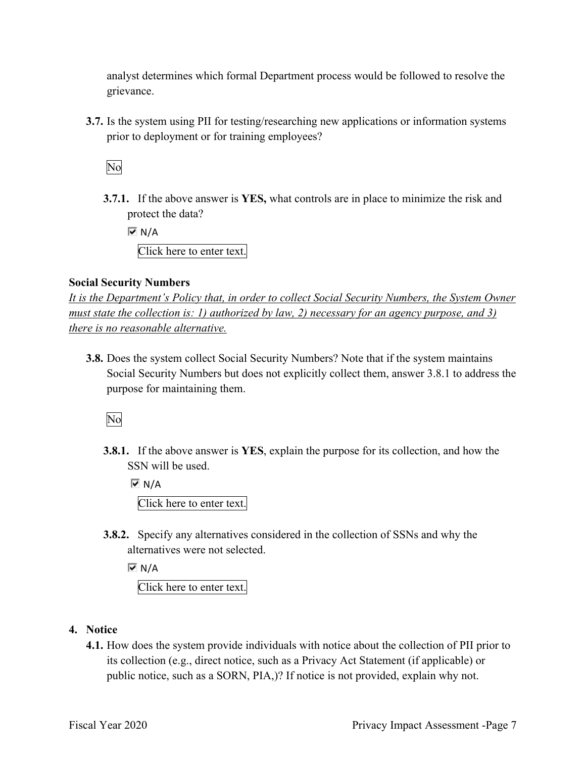analyst determines which formal Department process would be followed to resolve the grievance.

**3.7.** Is the system using PII for testing/researching new applications or information systems prior to deployment or for training employees?

No

**3.7.1.** If the above answer is **YES,** what controls are in place to minimize the risk and protect the data?

☑ N/A

Click here to enter text.

**Social Security Numbers**

*It is the Department's Policy that, in order to collect Social Security Numbers, the System Owner must state the collection is: 1) authorized by law, 2) necessary for an agency purpose, and 3) there is no reasonable alternative.*

**3.8.** Does the system collect Social Security Numbers? Note that if the system maintains Social Security Numbers but does not explicitly collect them, answer 3.8.1 to address the purpose for maintaining them.

No

**3.8.1.** If the above answer is **YES**, explain the purpose for its collection, and how the SSN will be used.

☑ N/A

Click here to enter text.

**3.8.2.** Specify any alternatives considered in the collection of SSNs and why the alternatives were not selected.

☑ N/A

Click here to enter text.

## 4. Notice

**4.1.** How does the system provide individuals with notice about the collection of PII prior to its collection (e.g., direct notice, such as a Privacy Act Statement (if applicable) or public notice, such as a SORN, PIA,)? If notice is not provided, explain why not.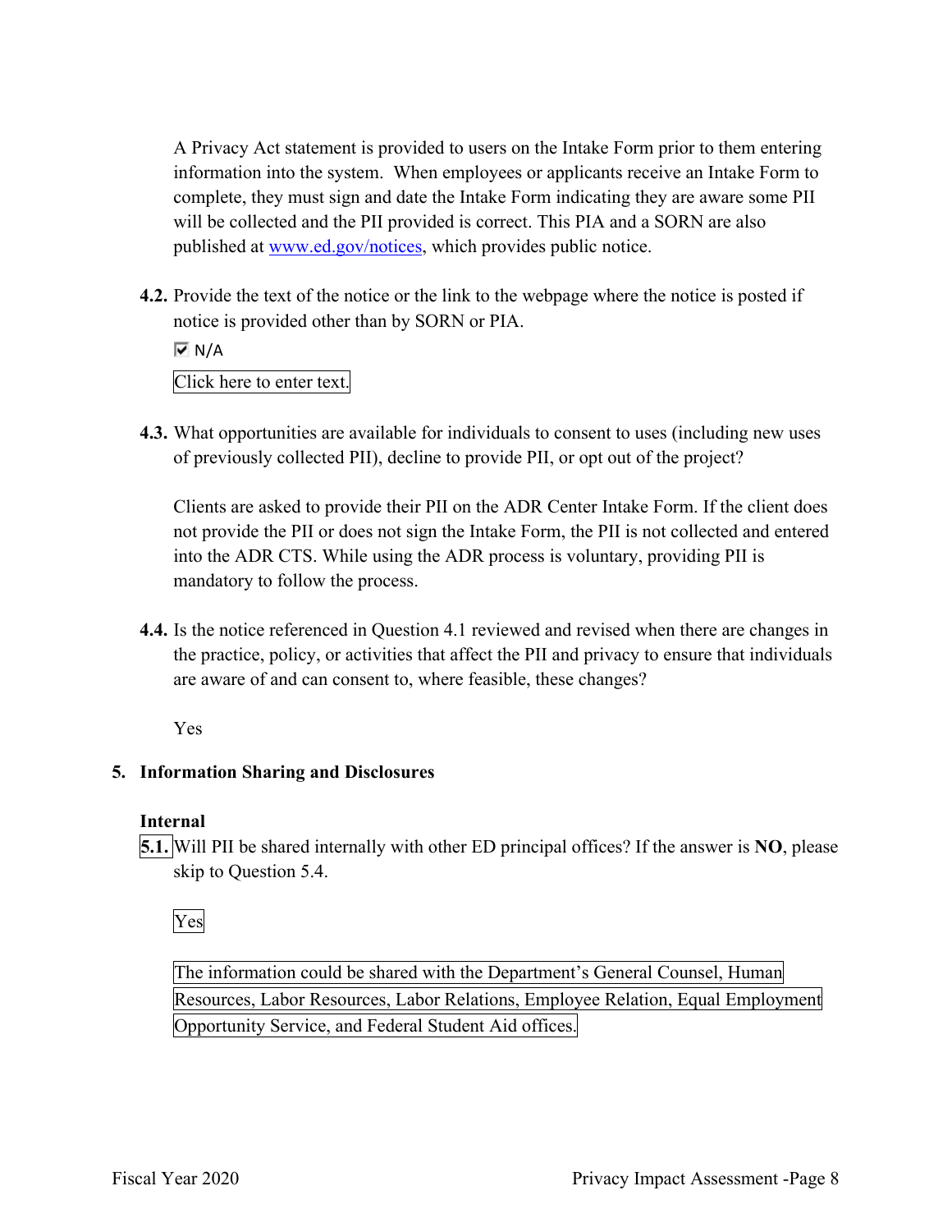A Privacy Act statement is provided to users on the Intake Form prior to them entering information into the system. When employees or applicants receive an Intake Form to complete, they must sign and date the Intake Form indicating they are aware some PII will be collected and the PII provided is correct. This PIA and a SORN are also published at [www.ed.gov/notices](www.ed.gov/notices), which provides public notice.

**4.2.** Provide the text of the notice or the link to the webpage where the notice is posted if notice is provided other than by SORN or PIA.

☑ N/A

Click here to enter text.

**4.3.** What opportunities are available for individuals to consent to uses (including new uses of previously collected PII), decline to provide PII, or opt out of the project?

Clients are asked to provide their PII on the ADR Center Intake Form. If the client does not provide the PII or does not sign the Intake Form, the PII is not collected and entered into the ADR CTS. While using the ADR process is voluntary, providing PII is mandatory to follow the process.

**4.4.** Is the notice referenced in Question 4.1 reviewed and revised when there are changes in the practice, policy, or activities that affect the PII and privacy to ensure that individuals are aware of and can consent to, where feasible, these changes?

Yes

## 5. Information Sharing and Disclosures

### Internal

**5.1.** Will PII be shared internally with other ED principal offices? If the answer is **NO**, please skip to Question 5.4.

Yes

The information could be shared with the Department's General Counsel, Human Resources, Labor Resources, Labor Relations, Employee Relation, Equal Employment Opportunity Service, and Federal Student Aid offices.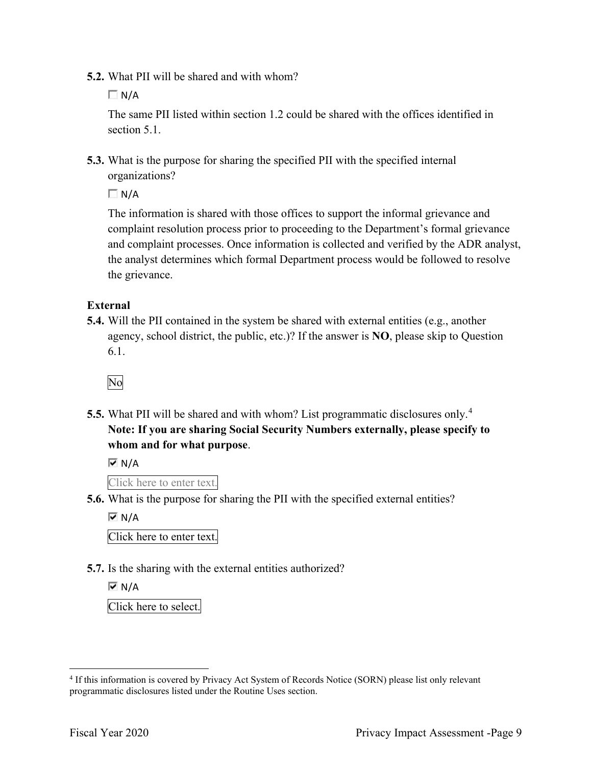**5.2.** What PII will be shared and with whom?

☐ N/A

The same PII listed within section 1.2 could be shared with the offices identified in section 5.1.

**5.3.** What is the purpose for sharing the specified PII with the specified internal organizations?

☐ N/A

The information is shared with those offices to support the informal grievance and complaint resolution process prior to proceeding to the Department's formal grievance and complaint processes. Once information is collected and verified by the ADR analyst, the analyst determines which formal Department process would be followed to resolve the grievance.

**External**

**5.4.** Will the PII contained in the system be shared with external entities (e.g., another agency, school district, the public, etc.)? If the answer is **NO**, please skip to Question 6.1.

No

**5.5.** What PII will be shared and with whom? List programmatic disclosures only.[4] **Note: If you are sharing Social Security Numbers externally, please specify to whom and for what purpose**.

☑ N/A

Click here to enter text.

**5.6.** What is the purpose for sharing the PII with the specified external entities?

☑ N/A

Click here to enter text.

**5.7.** Is the sharing with the external entities authorized?

☑ N/A

Click here to select.

---

[4] If this information is covered by Privacy Act System of Records Notice (SORN) please list only relevant programmatic disclosures listed under the Routine Uses section.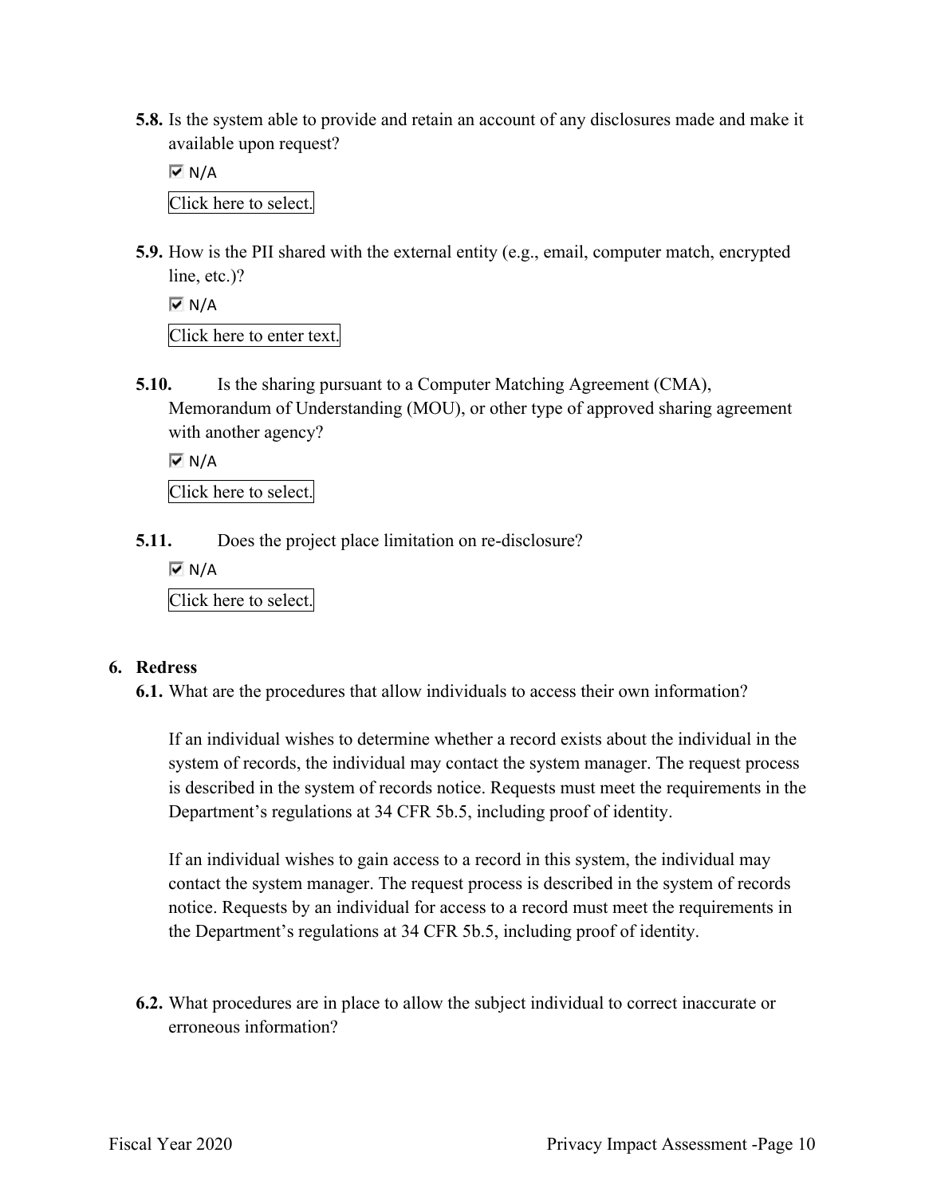**5.8.** Is the system able to provide and retain an account of any disclosures made and make it available upon request?

☑ N/A

Click here to select.

**5.9.** How is the PII shared with the external entity (e.g., email, computer match, encrypted line, etc.)?

☑ N/A

Click here to enter text.

**5.10.** Is the sharing pursuant to a Computer Matching Agreement (CMA), Memorandum of Understanding (MOU), or other type of approved sharing agreement with another agency?

☑ N/A

Click here to select.

**5.11.** Does the project place limitation on re-disclosure?

☑ N/A

Click here to select.

**6. Redress**

**6.1.** What are the procedures that allow individuals to access their own information?

If an individual wishes to determine whether a record exists about the individual in the system of records, the individual may contact the system manager. The request process is described in the system of records notice. Requests must meet the requirements in the Department's regulations at 34 CFR 5b.5, including proof of identity.

If an individual wishes to gain access to a record in this system, the individual may contact the system manager. The request process is described in the system of records notice. Requests by an individual for access to a record must meet the requirements in the Department's regulations at 34 CFR 5b.5, including proof of identity.

**6.2.** What procedures are in place to allow the subject individual to correct inaccurate or erroneous information?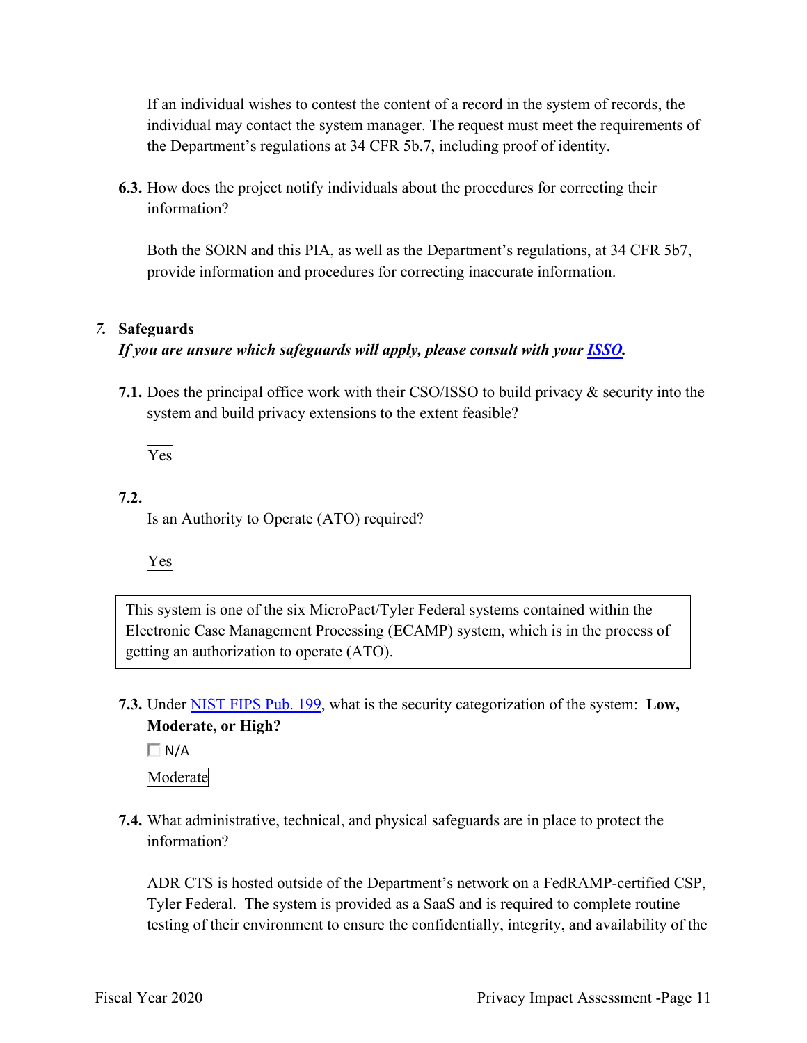If an individual wishes to contest the content of a record in the system of records, the individual may contact the system manager. The request must meet the requirements of the Department's regulations at 34 CFR 5b.7, including proof of identity.

**6.3.** How does the project notify individuals about the procedures for correcting their information?

Both the SORN and this PIA, as well as the Department's regulations, at 34 CFR 5b7, provide information and procedures for correcting inaccurate information.

## *7.* Safeguards

***If you are unsure which safeguards will apply, please consult with your ISSO.***

**7.1.** Does the principal office work with their CSO/ISSO to build privacy & security into the system and build privacy extensions to the extent feasible?

Yes

**7.2.**

Is an Authority to Operate (ATO) required?

Yes

This system is one of the six MicroPact/Tyler Federal systems contained within the Electronic Case Management Processing (ECAMP) system, which is in the process of getting an authorization to operate (ATO).

**7.3.** Under NIST FIPS Pub. 199, what is the security categorization of the system: **Low, Moderate, or High?**

☐ N/A

Moderate

**7.4.** What administrative, technical, and physical safeguards are in place to protect the information?

ADR CTS is hosted outside of the Department's network on a FedRAMP-certified CSP, Tyler Federal. The system is provided as a SaaS and is required to complete routine testing of their environment to ensure the confidentially, integrity, and availability of the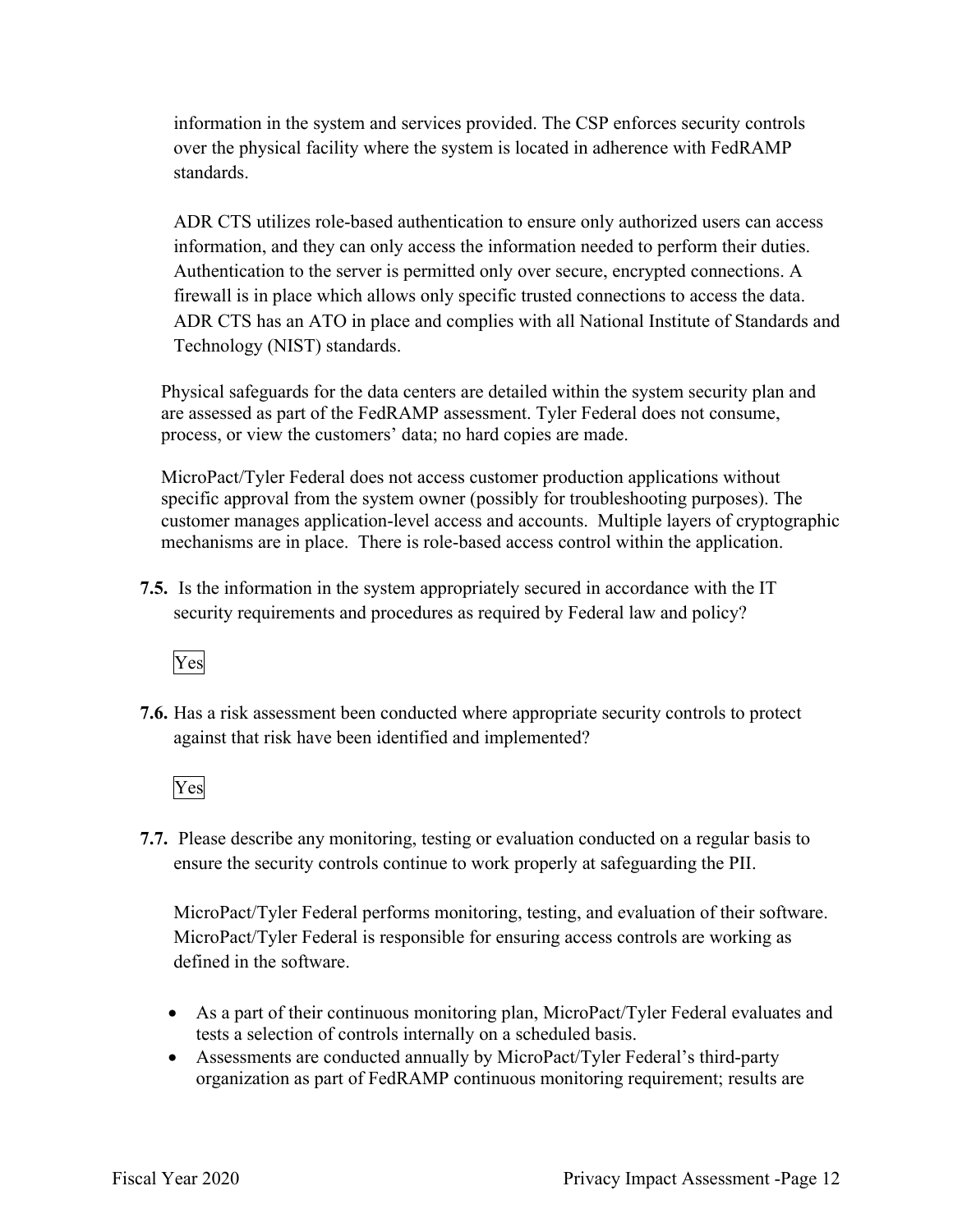information in the system and services provided. The CSP enforces security controls over the physical facility where the system is located in adherence with FedRAMP standards.

ADR CTS utilizes role-based authentication to ensure only authorized users can access information, and they can only access the information needed to perform their duties. Authentication to the server is permitted only over secure, encrypted connections. A firewall is in place which allows only specific trusted connections to access the data. ADR CTS has an ATO in place and complies with all National Institute of Standards and Technology (NIST) standards.

Physical safeguards for the data centers are detailed within the system security plan and are assessed as part of the FedRAMP assessment. Tyler Federal does not consume, process, or view the customers' data; no hard copies are made.

MicroPact/Tyler Federal does not access customer production applications without specific approval from the system owner (possibly for troubleshooting purposes). The customer manages application-level access and accounts. Multiple layers of cryptographic mechanisms are in place. There is role-based access control within the application.

**7.5.** Is the information in the system appropriately secured in accordance with the IT security requirements and procedures as required by Federal law and policy?

Yes

**7.6.** Has a risk assessment been conducted where appropriate security controls to protect against that risk have been identified and implemented?

Yes

**7.7.** Please describe any monitoring, testing or evaluation conducted on a regular basis to ensure the security controls continue to work properly at safeguarding the PII.

MicroPact/Tyler Federal performs monitoring, testing, and evaluation of their software. MicroPact/Tyler Federal is responsible for ensuring access controls are working as defined in the software.

- As a part of their continuous monitoring plan, MicroPact/Tyler Federal evaluates and tests a selection of controls internally on a scheduled basis.
- Assessments are conducted annually by MicroPact/Tyler Federal's third-party organization as part of FedRAMP continuous monitoring requirement; results are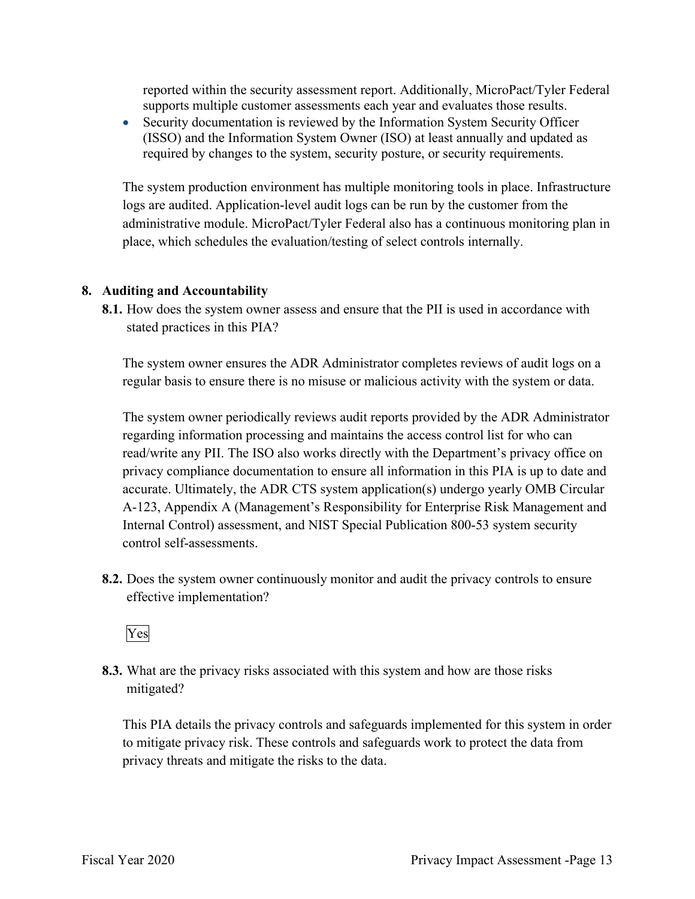reported within the security assessment report. Additionally, MicroPact/Tyler Federal supports multiple customer assessments each year and evaluates those results.

- Security documentation is reviewed by the Information System Security Officer (ISSO) and the Information System Owner (ISO) at least annually and updated as required by changes to the system, security posture, or security requirements.

The system production environment has multiple monitoring tools in place. Infrastructure logs are audited. Application-level audit logs can be run by the customer from the administrative module. MicroPact/Tyler Federal also has a continuous monitoring plan in place, which schedules the evaluation/testing of select controls internally.

**8. Auditing and Accountability**

**8.1.** How does the system owner assess and ensure that the PII is used in accordance with stated practices in this PIA?

The system owner ensures the ADR Administrator completes reviews of audit logs on a regular basis to ensure there is no misuse or malicious activity with the system or data.

The system owner periodically reviews audit reports provided by the ADR Administrator regarding information processing and maintains the access control list for who can read/write any PII. The ISO also works directly with the Department's privacy office on privacy compliance documentation to ensure all information in this PIA is up to date and accurate. Ultimately, the ADR CTS system application(s) undergo yearly OMB Circular A-123, Appendix A (Management's Responsibility for Enterprise Risk Management and Internal Control) assessment, and NIST Special Publication 800-53 system security control self-assessments.

**8.2.** Does the system owner continuously monitor and audit the privacy controls to ensure effective implementation?

Yes

**8.3.** What are the privacy risks associated with this system and how are those risks mitigated?

This PIA details the privacy controls and safeguards implemented for this system in order to mitigate privacy risk. These controls and safeguards work to protect the data from privacy threats and mitigate the risks to the data.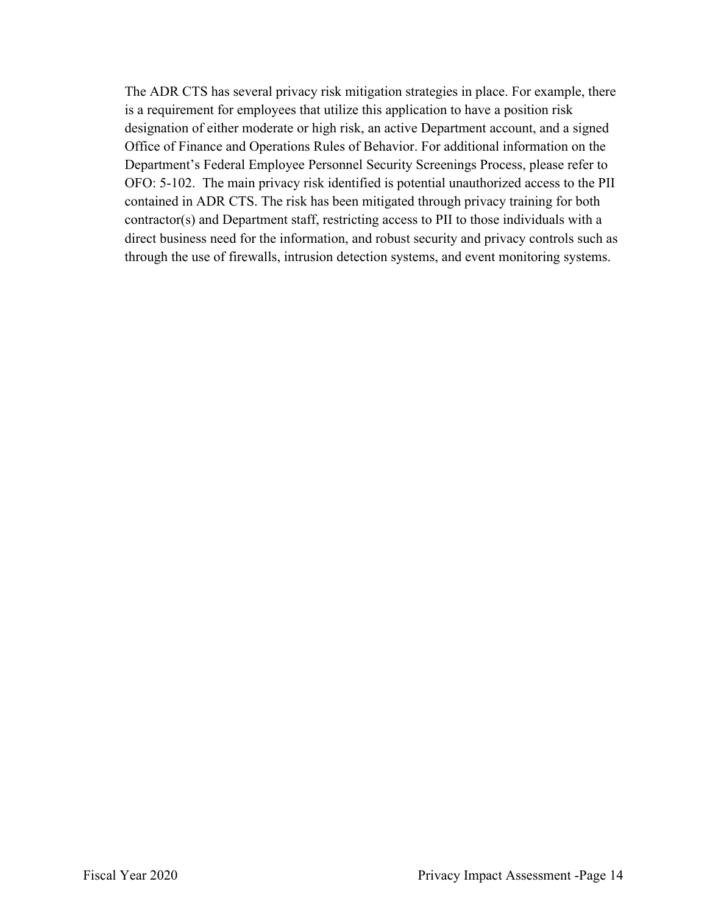The ADR CTS has several privacy risk mitigation strategies in place. For example, there is a requirement for employees that utilize this application to have a position risk designation of either moderate or high risk, an active Department account, and a signed Office of Finance and Operations Rules of Behavior. For additional information on the Department's Federal Employee Personnel Security Screenings Process, please refer to OFO: 5-102. The main privacy risk identified is potential unauthorized access to the PII contained in ADR CTS. The risk has been mitigated through privacy training for both contractor(s) and Department staff, restricting access to PII to those individuals with a direct business need for the information, and robust security and privacy controls such as through the use of firewalls, intrusion detection systems, and event monitoring systems.